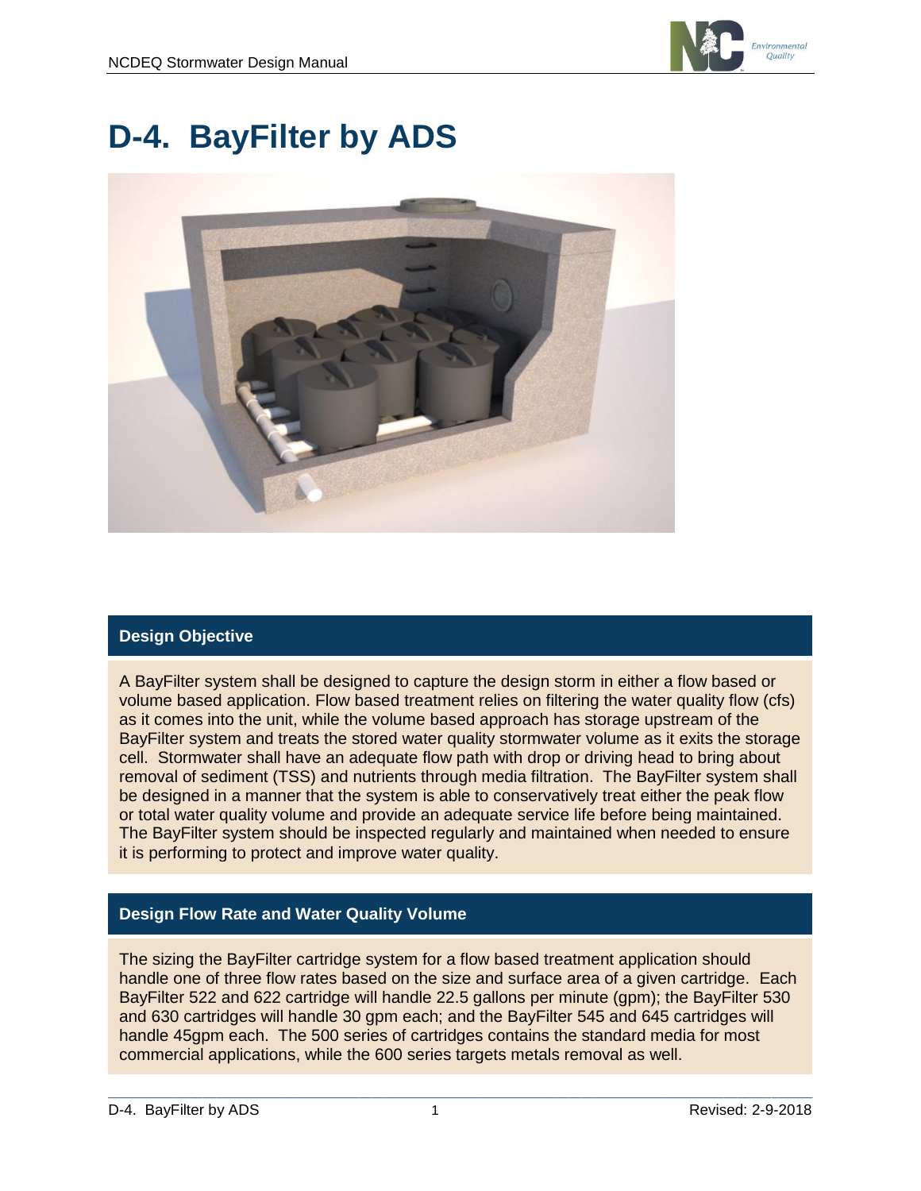# D-4. BayFilter by ADS

## Design Objective

A BayFilter system shall be designed to capture the design storm in either a flow based or volume based application. Flow based treatment relies on filtering the water quality flow (cfs) as it comes into the unit, while the volume based approach has storage upstream of the BayFilter system and treats the stored water quality stormwater volume as it exits the storage cell. Stormwater shall have an adequate flow path with drop or driving head to bring about removal of sediment (TSS) and nutrients through media filtration. The BayFilter system shall be designed in a manner that the system is able to conservatively treat either the peak flow or total water quality volume and provide an adequate service life before being maintained. The BayFilter system should be inspected regularly and maintained when needed to ensure it is performing to protect and improve water quality.

## Design Flow Rate and Water Quality Volume

The sizing the BayFilter cartridge system for a flow based treatment application should handle one of three flow rates based on the size and surface area of a given cartridge. Each BayFilter 522 and 622 cartridge will handle 22.5 gallons per minute (gpm); the BayFilter 530 and 630 cartridges will handle 30 gpm each; and the BayFilter 545 and 645 cartridges will handle 45gpm each. The 500 series of cartridges contains the standard media for most commercial applications, while the 600 series targets metals removal as well.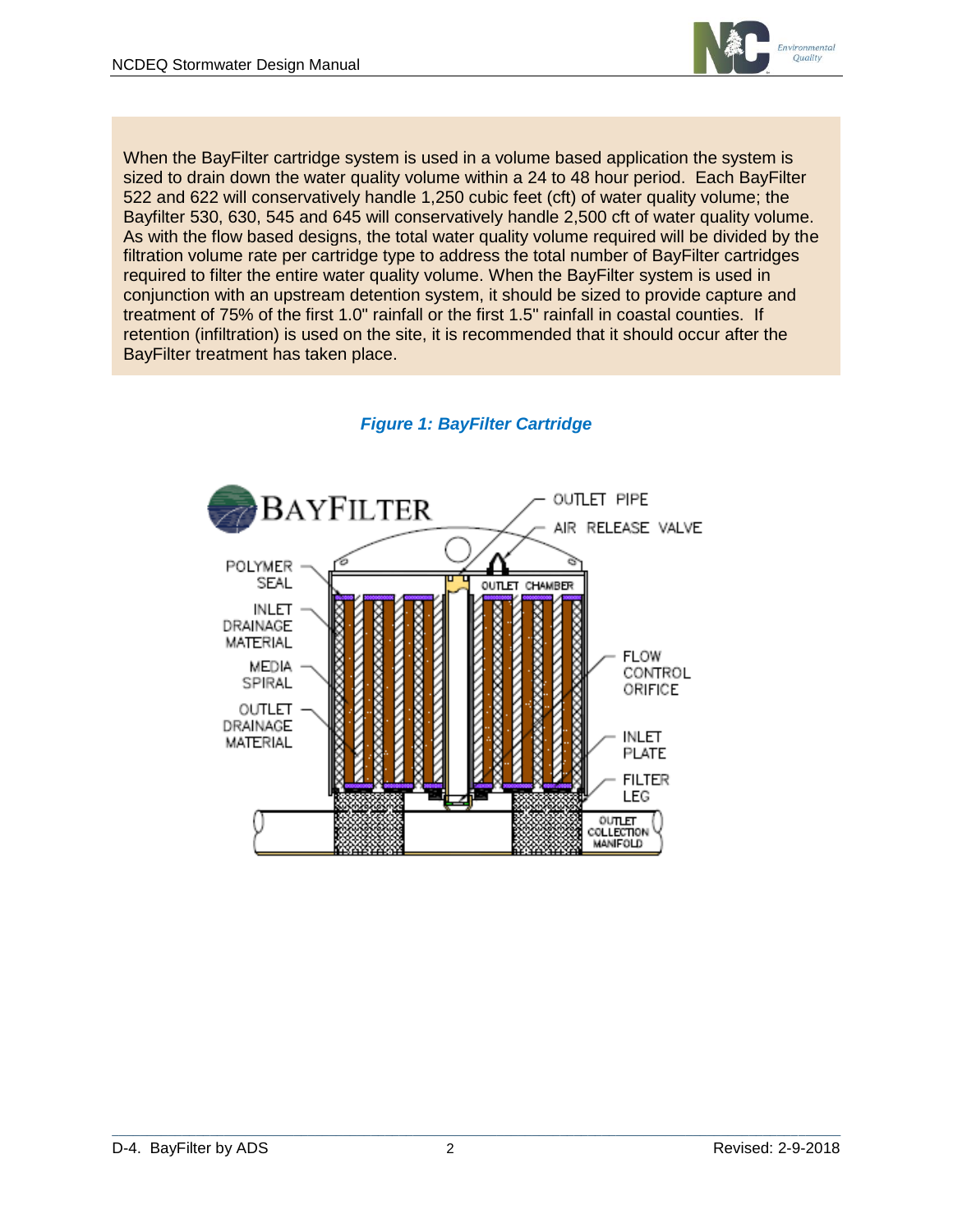When the BayFilter cartridge system is used in a volume based application the system is sized to drain down the water quality volume within a 24 to 48 hour period. Each BayFilter 522 and 622 will conservatively handle 1,250 cubic feet (cft) of water quality volume; the Bayfilter 530, 630, 545 and 645 will conservatively handle 2,500 cft of water quality volume. As with the flow based designs, the total water quality volume required will be divided by the filtration volume rate per cartridge type to address the total number of BayFilter cartridges required to filter the entire water quality volume. When the BayFilter system is used in conjunction with an upstream detention system, it should be sized to provide capture and treatment of 75% of the first 1.0" rainfall or the first 1.5" rainfall in coastal counties. If retention (infiltration) is used on the site, it is recommended that it should occur after the BayFilter treatment has taken place.

***Figure 1: BayFilter Cartridge***

BAYFILTER

OUTLET PIPE

AIR RELEASE VALVE

POLYMER SEAL

OUTLET CHAMBER

INLET DRAINAGE MATERIAL

MEDIA SPIRAL

OUTLET DRAINAGE MATERIAL

FLOW CONTROL ORIFICE

INLET PLATE

FILTER LEG

OUTLET COLLECTION MANIFOLD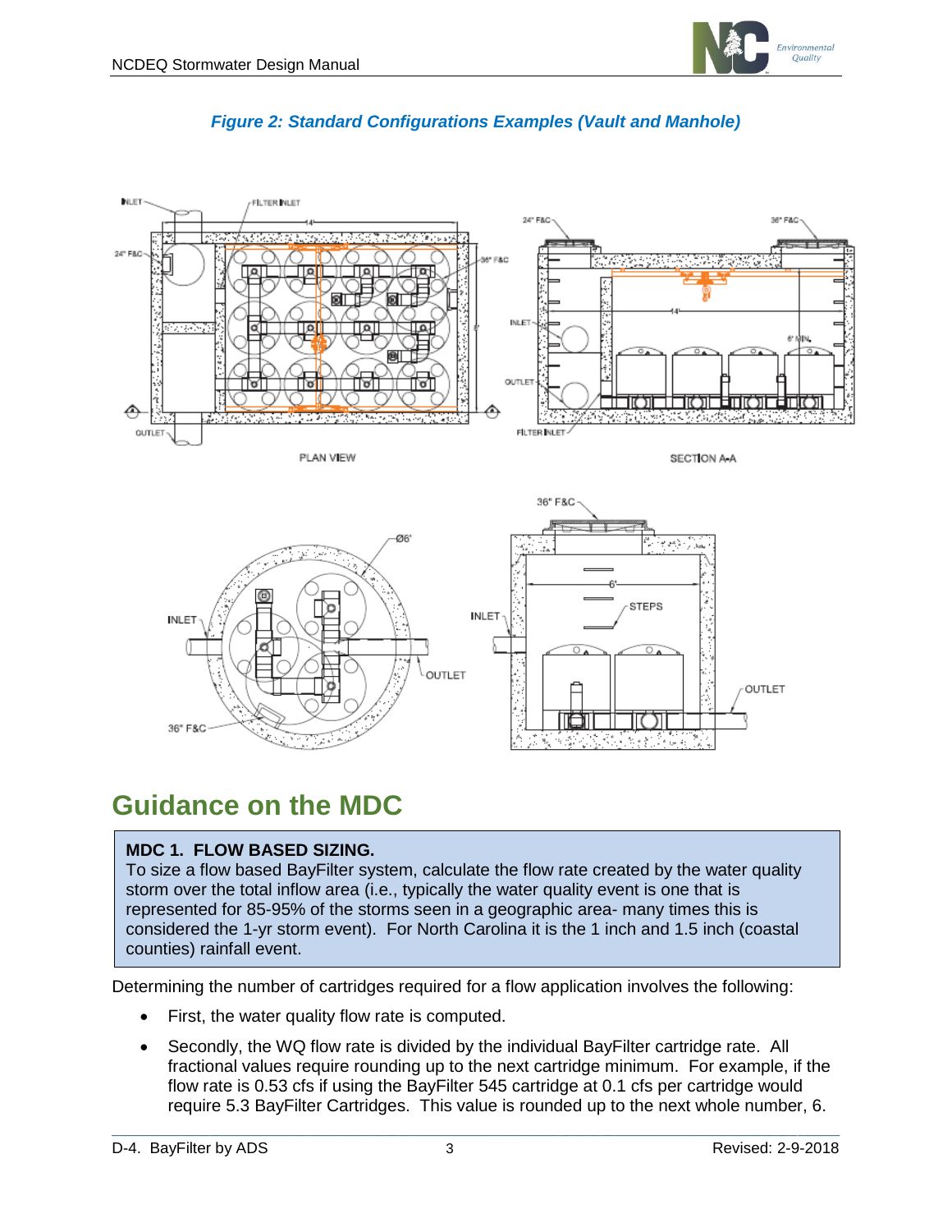*Figure 2: Standard Configurations Examples (Vault and Manhole)*

## Guidance on the MDC

**MDC 1. FLOW BASED SIZING.**
To size a flow based BayFilter system, calculate the flow rate created by the water quality storm over the total inflow area (i.e., typically the water quality event is one that is represented for 85-95% of the storms seen in a geographic area- many times this is considered the 1-yr storm event). For North Carolina it is the 1 inch and 1.5 inch (coastal counties) rainfall event.

Determining the number of cartridges required for a flow application involves the following:

- First, the water quality flow rate is computed.
- Secondly, the WQ flow rate is divided by the individual BayFilter cartridge rate. All fractional values require rounding up to the next cartridge minimum. For example, if the flow rate is 0.53 cfs if using the BayFilter 545 cartridge at 0.1 cfs per cartridge would require 5.3 BayFilter Cartridges. This value is rounded up to the next whole number, 6.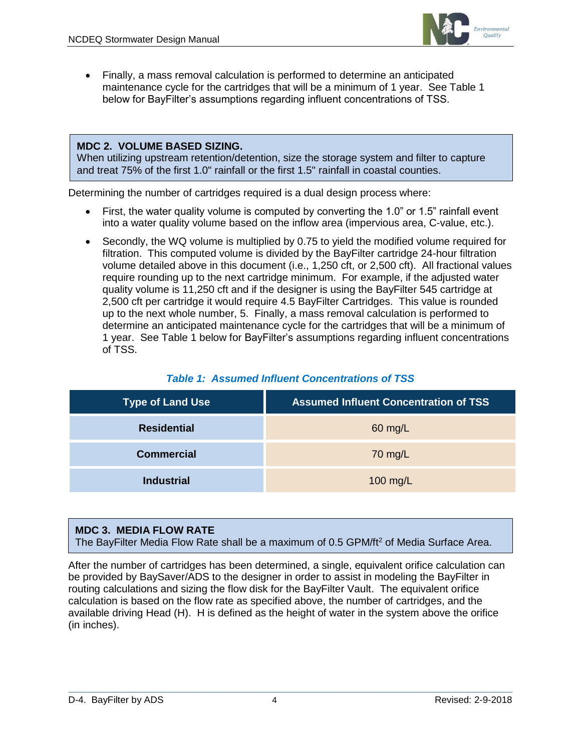- Finally, a mass removal calculation is performed to determine an anticipated maintenance cycle for the cartridges that will be a minimum of 1 year. See Table 1 below for BayFilter's assumptions regarding influent concentrations of TSS.

> **MDC 2. VOLUME BASED SIZING.**
> When utilizing upstream retention/detention, size the storage system and filter to capture and treat 75% of the first 1.0" rainfall or the first 1.5" rainfall in coastal counties.

Determining the number of cartridges required is a dual design process where:

- First, the water quality volume is computed by converting the 1.0" or 1.5" rainfall event into a water quality volume based on the inflow area (impervious area, C-value, etc.).
- Secondly, the WQ volume is multiplied by 0.75 to yield the modified volume required for filtration. This computed volume is divided by the BayFilter cartridge 24-hour filtration volume detailed above in this document (i.e., 1,250 cft, or 2,500 cft). All fractional values require rounding up to the next cartridge minimum. For example, if the adjusted water quality volume is 11,250 cft and if the designer is using the BayFilter 545 cartridge at 2,500 cft per cartridge it would require 4.5 BayFilter Cartridges. This value is rounded up to the next whole number, 5. Finally, a mass removal calculation is performed to determine an anticipated maintenance cycle for the cartridges that will be a minimum of 1 year. See Table 1 below for BayFilter's assumptions regarding influent concentrations of TSS.

***Table 1: Assumed Influent Concentrations of TSS***

| Type of Land Use | Assumed Influent Concentration of TSS |
|---|---|
| **Residential** | 60 mg/L |
| **Commercial** | 70 mg/L |
| **Industrial** | 100 mg/L |

> **MDC 3. MEDIA FLOW RATE**
> The BayFilter Media Flow Rate shall be a maximum of 0.5 GPM/ft$^2$ of Media Surface Area.

After the number of cartridges has been determined, a single, equivalent orifice calculation can be provided by BaySaver/ADS to the designer in order to assist in modeling the BayFilter in routing calculations and sizing the flow disk for the BayFilter Vault. The equivalent orifice calculation is based on the flow rate as specified above, the number of cartridges, and the available driving Head (H). H is defined as the height of water in the system above the orifice (in inches).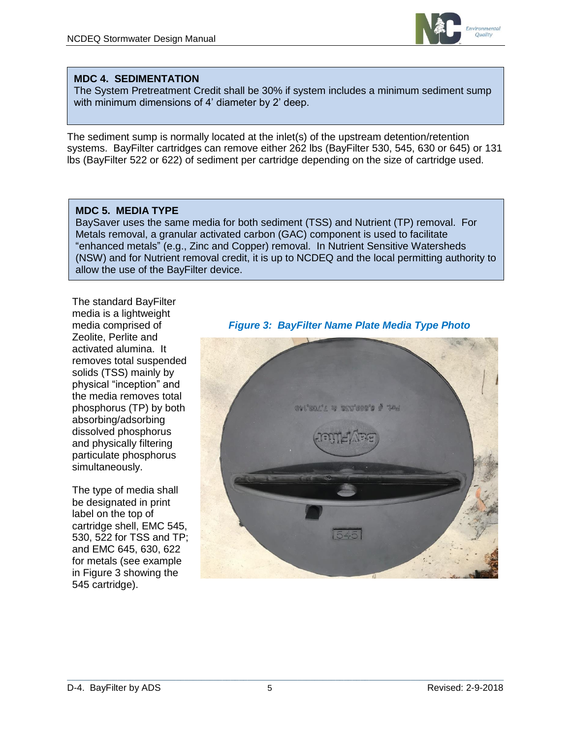**MDC 4. SEDIMENTATION**

The System Pretreatment Credit shall be 30% if system includes a minimum sediment sump with minimum dimensions of 4' diameter by 2' deep.

The sediment sump is normally located at the inlet(s) of the upstream detention/retention systems. BayFilter cartridges can remove either 262 lbs (BayFilter 530, 545, 630 or 645) or 131 lbs (BayFilter 522 or 622) of sediment per cartridge depending on the size of cartridge used.

**MDC 5. MEDIA TYPE**

BaySaver uses the same media for both sediment (TSS) and Nutrient (TP) removal. For Metals removal, a granular activated carbon (GAC) component is used to facilitate "enhanced metals" (e.g., Zinc and Copper) removal. In Nutrient Sensitive Watersheds (NSW) and for Nutrient removal credit, it is up to NCDEQ and the local permitting authority to allow the use of the BayFilter device.

The standard BayFilter media is a lightweight media comprised of Zeolite, Perlite and activated alumina. It removes total suspended solids (TSS) mainly by physical "inception" and the media removes total phosphorus (TP) by both absorbing/adsorbing dissolved phosphorus and physically filtering particulate phosphorus simultaneously.

The type of media shall be designated in print label on the top of cartridge shell, EMC 545, 530, 522 for TSS and TP; and EMC 645, 630, 622 for metals (see example in Figure 3 showing the 545 cartridge).

*Figure 3: BayFilter Name Plate Media Type Photo*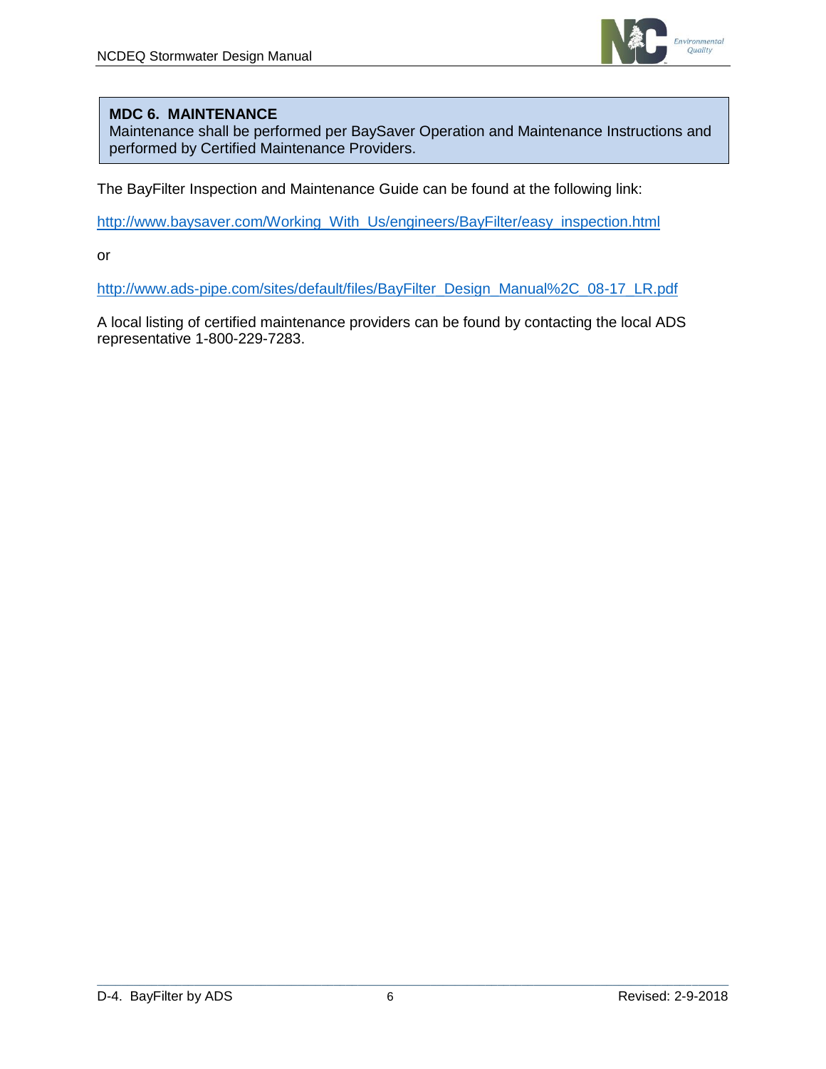**MDC 6. MAINTENANCE**
Maintenance shall be performed per BaySaver Operation and Maintenance Instructions and performed by Certified Maintenance Providers.

The BayFilter Inspection and Maintenance Guide can be found at the following link:

http://www.baysaver.com/Working_With_Us/engineers/BayFilter/easy_inspection.html

or

http://www.ads-pipe.com/sites/default/files/BayFilter_Design_Manual%2C_08-17_LR.pdf

A local listing of certified maintenance providers can be found by contacting the local ADS representative 1-800-229-7283.